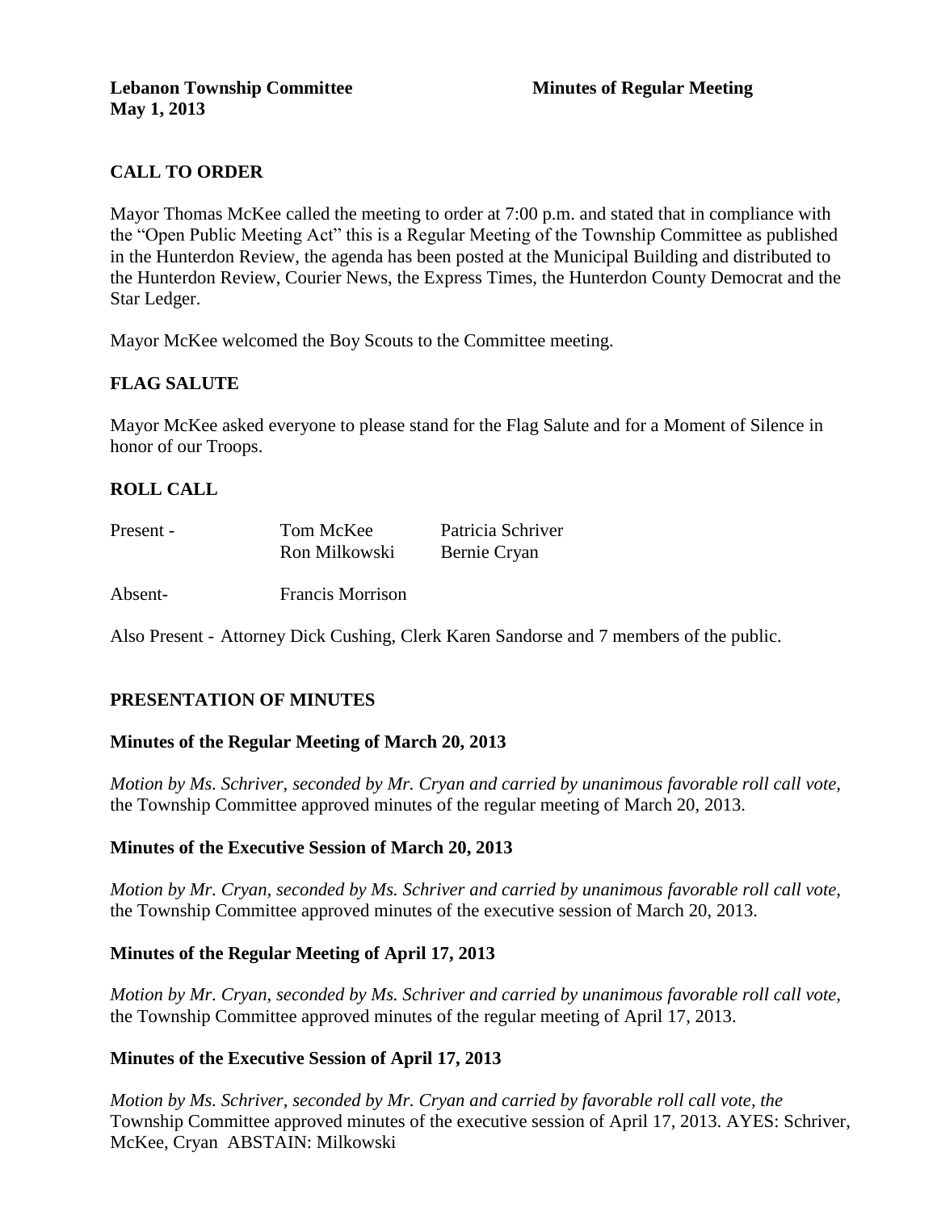**Lebanon Township Committee** **Minutes of Regular Meeting**
**May 1, 2013**

## CALL TO ORDER

Mayor Thomas McKee called the meeting to order at 7:00 p.m. and stated that in compliance with the "Open Public Meeting Act" this is a Regular Meeting of the Township Committee as published in the Hunterdon Review, the agenda has been posted at the Municipal Building and distributed to the Hunterdon Review, Courier News, the Express Times, the Hunterdon County Democrat and the Star Ledger.

Mayor McKee welcomed the Boy Scouts to the Committee meeting.

## FLAG SALUTE

Mayor McKee asked everyone to please stand for the Flag Salute and for a Moment of Silence in honor of our Troops.

## ROLL CALL

| | | |
|---|---|---|
| Present - | Tom McKee | Patricia Schriver |
| | Ron Milkowski | Bernie Cryan |
| Absent- | Francis Morrison | |

Also Present - Attorney Dick Cushing, Clerk Karen Sandorse and 7 members of the public.

## PRESENTATION OF MINUTES

### Minutes of the Regular Meeting of March 20, 2013

*Motion by Ms. Schriver, seconded by Mr. Cryan and carried by unanimous favorable roll call vote,* the Township Committee approved minutes of the regular meeting of March 20, 2013.

### Minutes of the Executive Session of March 20, 2013

*Motion by Mr. Cryan, seconded by Ms. Schriver and carried by unanimous favorable roll call vote,* the Township Committee approved minutes of the executive session of March 20, 2013.

### Minutes of the Regular Meeting of April 17, 2013

*Motion by Mr. Cryan, seconded by Ms. Schriver and carried by unanimous favorable roll call vote,* the Township Committee approved minutes of the regular meeting of April 17, 2013.

### Minutes of the Executive Session of April 17, 2013

*Motion by Ms. Schriver, seconded by Mr. Cryan and carried by favorable roll call vote, the* Township Committee approved minutes of the executive session of April 17, 2013. AYES: Schriver, McKee, Cryan ABSTAIN: Milkowski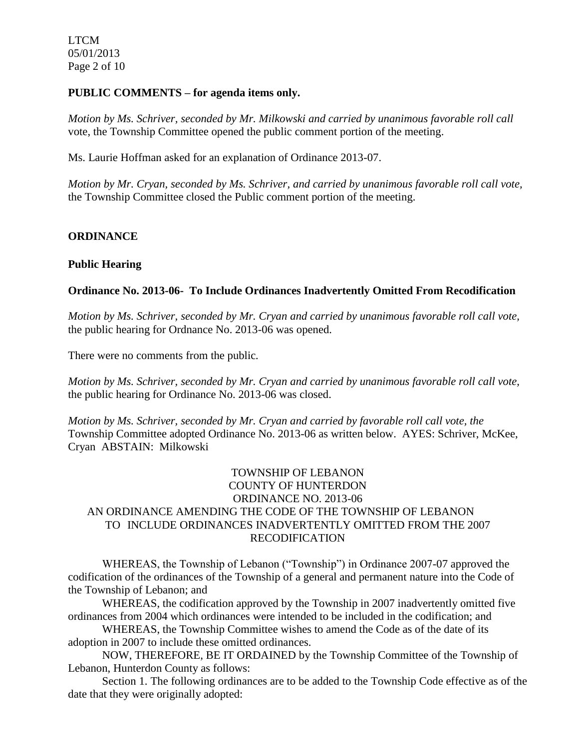## PUBLIC COMMENTS – for agenda items only.

*Motion by Ms. Schriver, seconded by Mr. Milkowski and carried by unanimous favorable roll call* vote, the Township Committee opened the public comment portion of the meeting.

Ms. Laurie Hoffman asked for an explanation of Ordinance 2013-07.

*Motion by Mr. Cryan, seconded by Ms. Schriver, and carried by unanimous favorable roll call vote,* the Township Committee closed the Public comment portion of the meeting.

## ORDINANCE

### Public Hearing

### Ordinance No. 2013-06- To Include Ordinances Inadvertently Omitted From Recodification

*Motion by Ms. Schriver, seconded by Mr. Cryan and carried by unanimous favorable roll call vote,* the public hearing for Ordnance No. 2013-06 was opened.

There were no comments from the public.

*Motion by Ms. Schriver, seconded by Mr. Cryan and carried by unanimous favorable roll call vote,* the public hearing for Ordinance No. 2013-06 was closed.

*Motion by Ms. Schriver, seconded by Mr. Cryan and carried by favorable roll call vote, the* Township Committee adopted Ordinance No. 2013-06 as written below. AYES: Schriver, McKee, Cryan ABSTAIN: Milkowski

TOWNSHIP OF LEBANON
COUNTY OF HUNTERDON
ORDINANCE NO. 2013-06
AN ORDINANCE AMENDING THE CODE OF THE TOWNSHIP OF LEBANON TO INCLUDE ORDINANCES INADVERTENTLY OMITTED FROM THE 2007 RECODIFICATION

WHEREAS, the Township of Lebanon ("Township") in Ordinance 2007-07 approved the codification of the ordinances of the Township of a general and permanent nature into the Code of the Township of Lebanon; and

WHEREAS, the codification approved by the Township in 2007 inadvertently omitted five ordinances from 2004 which ordinances were intended to be included in the codification; and

WHEREAS, the Township Committee wishes to amend the Code as of the date of its adoption in 2007 to include these omitted ordinances.

NOW, THEREFORE, BE IT ORDAINED by the Township Committee of the Township of Lebanon, Hunterdon County as follows:

Section 1. The following ordinances are to be added to the Township Code effective as of the date that they were originally adopted: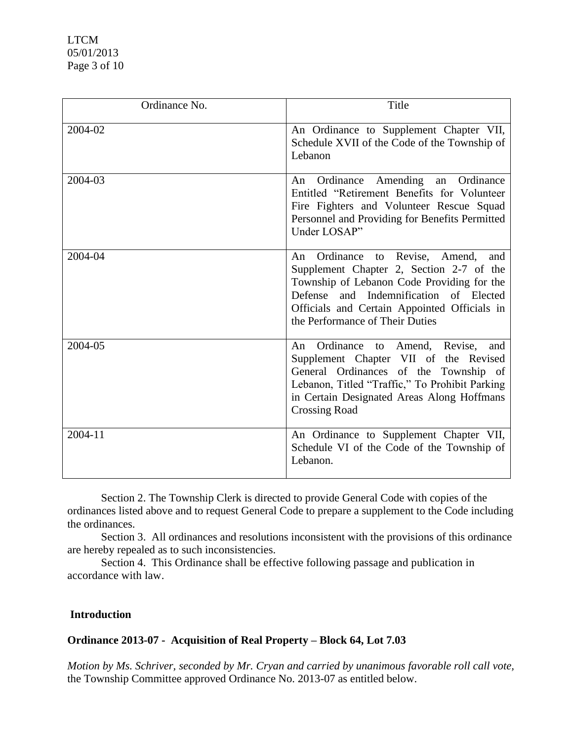| Ordinance No. | Title |
|---|---|
| 2004-02 | An Ordinance to Supplement Chapter VII, Schedule XVII of the Code of the Township of Lebanon |
| 2004-03 | An Ordinance Amending an Ordinance Entitled "Retirement Benefits for Volunteer Fire Fighters and Volunteer Rescue Squad Personnel and Providing for Benefits Permitted Under LOSAP" |
| 2004-04 | An Ordinance to Revise, Amend, and Supplement Chapter 2, Section 2-7 of the Township of Lebanon Code Providing for the Defense and Indemnification of Elected Officials and Certain Appointed Officials in the Performance of Their Duties |
| 2004-05 | An Ordinance to Amend, Revise, and Supplement Chapter VII of the Revised General Ordinances of the Township of Lebanon, Titled "Traffic," To Prohibit Parking in Certain Designated Areas Along Hoffmans Crossing Road |
| 2004-11 | An Ordinance to Supplement Chapter VII, Schedule VI of the Code of the Township of Lebanon. |

Section 2. The Township Clerk is directed to provide General Code with copies of the ordinances listed above and to request General Code to prepare a supplement to the Code including the ordinances.

Section 3. All ordinances and resolutions inconsistent with the provisions of this ordinance are hereby repealed as to such inconsistencies.

Section 4. This Ordinance shall be effective following passage and publication in accordance with law.

**Introduction**

**Ordinance 2013-07 - Acquisition of Real Property – Block 64, Lot 7.03**

*Motion by Ms. Schriver, seconded by Mr. Cryan and carried by unanimous favorable roll call vote*, the Township Committee approved Ordinance No. 2013-07 as entitled below.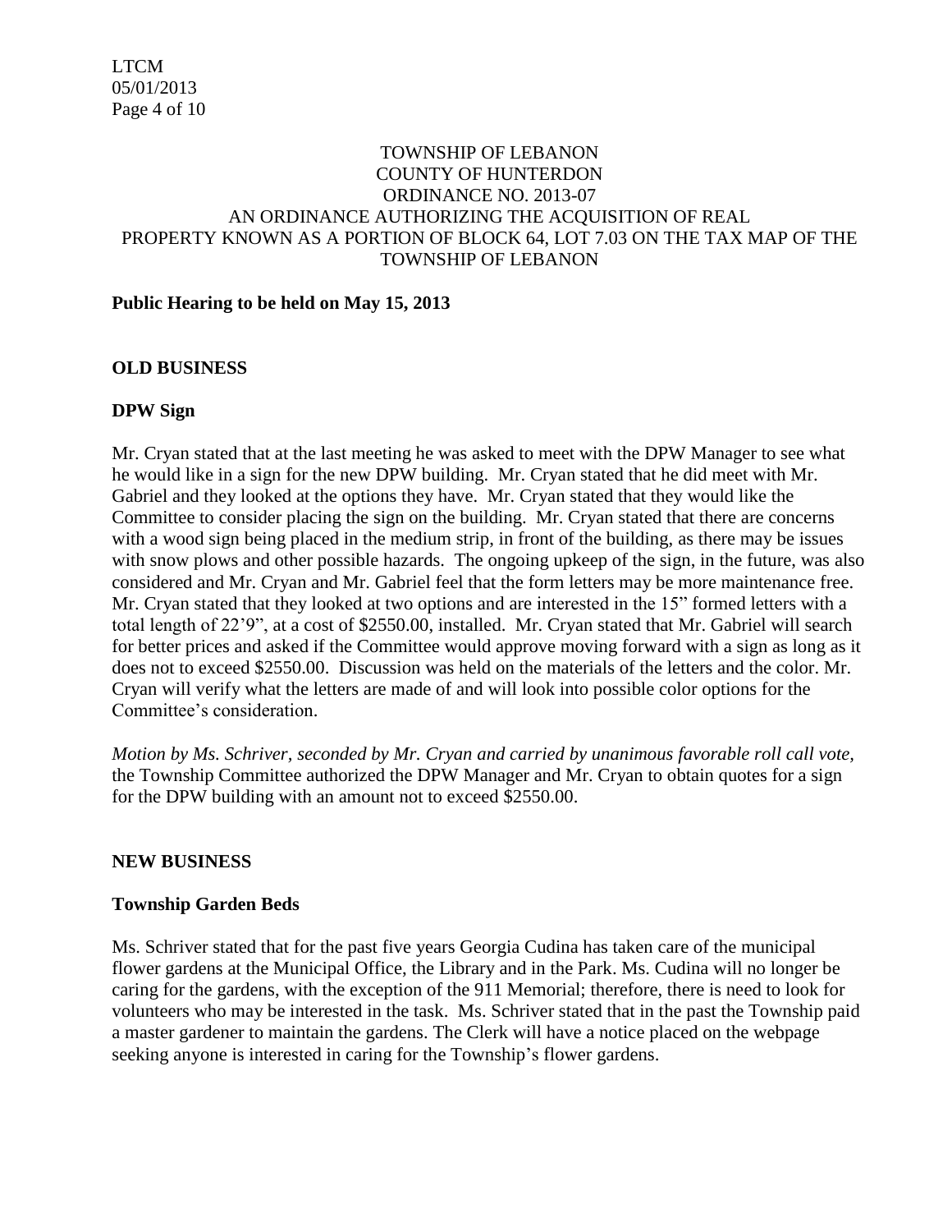TOWNSHIP OF LEBANON
COUNTY OF HUNTERDON
ORDINANCE NO. 2013-07
AN ORDINANCE AUTHORIZING THE ACQUISITION OF REAL PROPERTY KNOWN AS A PORTION OF BLOCK 64, LOT 7.03 ON THE TAX MAP OF THE TOWNSHIP OF LEBANON

**Public Hearing to be held on May 15, 2013**

**OLD BUSINESS**

**DPW Sign**

Mr. Cryan stated that at the last meeting he was asked to meet with the DPW Manager to see what he would like in a sign for the new DPW building. Mr. Cryan stated that he did meet with Mr. Gabriel and they looked at the options they have. Mr. Cryan stated that they would like the Committee to consider placing the sign on the building. Mr. Cryan stated that there are concerns with a wood sign being placed in the medium strip, in front of the building, as there may be issues with snow plows and other possible hazards. The ongoing upkeep of the sign, in the future, was also considered and Mr. Cryan and Mr. Gabriel feel that the form letters may be more maintenance free. Mr. Cryan stated that they looked at two options and are interested in the 15" formed letters with a total length of 22'9", at a cost of $2550.00, installed. Mr. Cryan stated that Mr. Gabriel will search for better prices and asked if the Committee would approve moving forward with a sign as long as it does not to exceed $2550.00. Discussion was held on the materials of the letters and the color. Mr. Cryan will verify what the letters are made of and will look into possible color options for the Committee's consideration.

*Motion by Ms. Schriver, seconded by Mr. Cryan and carried by unanimous favorable roll call vote,* the Township Committee authorized the DPW Manager and Mr. Cryan to obtain quotes for a sign for the DPW building with an amount not to exceed $2550.00.

**NEW BUSINESS**

**Township Garden Beds**

Ms. Schriver stated that for the past five years Georgia Cudina has taken care of the municipal flower gardens at the Municipal Office, the Library and in the Park. Ms. Cudina will no longer be caring for the gardens, with the exception of the 911 Memorial; therefore, there is need to look for volunteers who may be interested in the task. Ms. Schriver stated that in the past the Township paid a master gardener to maintain the gardens. The Clerk will have a notice placed on the webpage seeking anyone is interested in caring for the Township's flower gardens.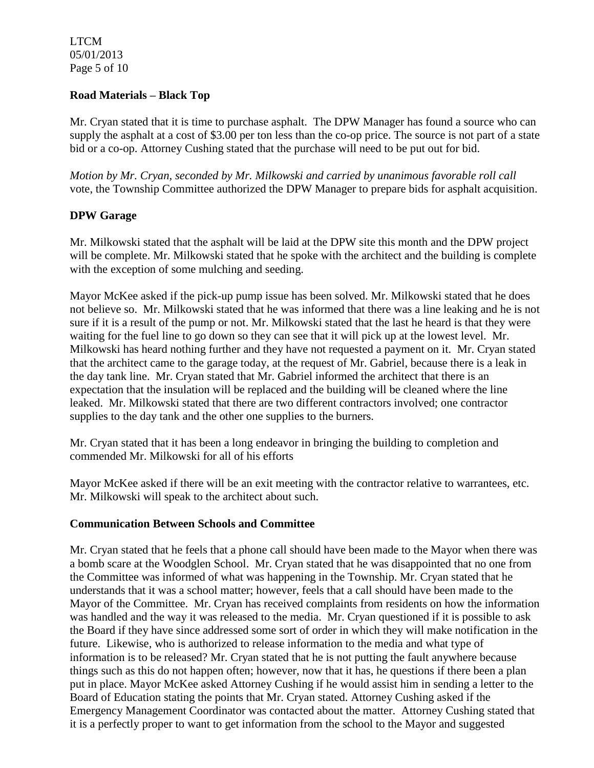**Road Materials – Black Top**

Mr. Cryan stated that it is time to purchase asphalt. The DPW Manager has found a source who can supply the asphalt at a cost of $3.00 per ton less than the co-op price. The source is not part of a state bid or a co-op. Attorney Cushing stated that the purchase will need to be put out for bid.

*Motion by Mr. Cryan, seconded by Mr. Milkowski and carried by unanimous favorable roll call* vote, the Township Committee authorized the DPW Manager to prepare bids for asphalt acquisition.

**DPW Garage**

Mr. Milkowski stated that the asphalt will be laid at the DPW site this month and the DPW project will be complete. Mr. Milkowski stated that he spoke with the architect and the building is complete with the exception of some mulching and seeding.

Mayor McKee asked if the pick-up pump issue has been solved. Mr. Milkowski stated that he does not believe so. Mr. Milkowski stated that he was informed that there was a line leaking and he is not sure if it is a result of the pump or not. Mr. Milkowski stated that the last he heard is that they were waiting for the fuel line to go down so they can see that it will pick up at the lowest level. Mr. Milkowski has heard nothing further and they have not requested a payment on it. Mr. Cryan stated that the architect came to the garage today, at the request of Mr. Gabriel, because there is a leak in the day tank line. Mr. Cryan stated that Mr. Gabriel informed the architect that there is an expectation that the insulation will be replaced and the building will be cleaned where the line leaked. Mr. Milkowski stated that there are two different contractors involved; one contractor supplies to the day tank and the other one supplies to the burners.

Mr. Cryan stated that it has been a long endeavor in bringing the building to completion and commended Mr. Milkowski for all of his efforts

Mayor McKee asked if there will be an exit meeting with the contractor relative to warrantees, etc. Mr. Milkowski will speak to the architect about such.

**Communication Between Schools and Committee**

Mr. Cryan stated that he feels that a phone call should have been made to the Mayor when there was a bomb scare at the Woodglen School. Mr. Cryan stated that he was disappointed that no one from the Committee was informed of what was happening in the Township. Mr. Cryan stated that he understands that it was a school matter; however, feels that a call should have been made to the Mayor of the Committee. Mr. Cryan has received complaints from residents on how the information was handled and the way it was released to the media. Mr. Cryan questioned if it is possible to ask the Board if they have since addressed some sort of order in which they will make notification in the future. Likewise, who is authorized to release information to the media and what type of information is to be released? Mr. Cryan stated that he is not putting the fault anywhere because things such as this do not happen often; however, now that it has, he questions if there been a plan put in place. Mayor McKee asked Attorney Cushing if he would assist him in sending a letter to the Board of Education stating the points that Mr. Cryan stated. Attorney Cushing asked if the Emergency Management Coordinator was contacted about the matter. Attorney Cushing stated that it is a perfectly proper to want to get information from the school to the Mayor and suggested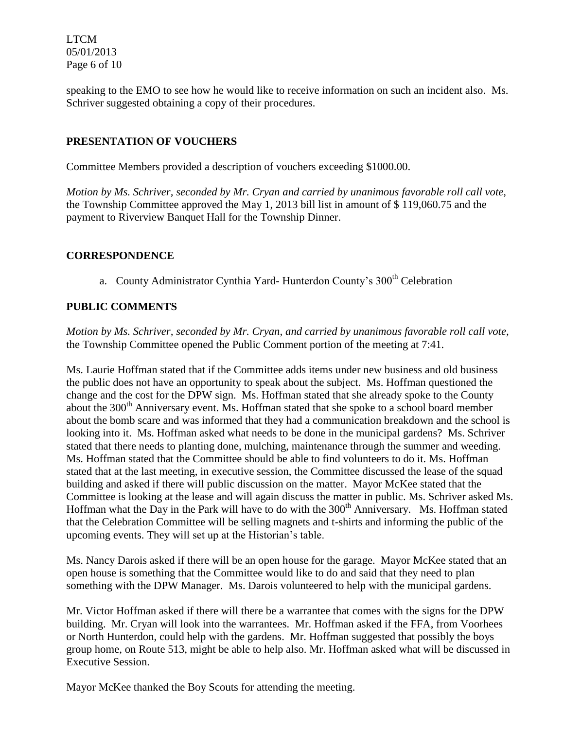speaking to the EMO to see how he would like to receive information on such an incident also. Ms. Schriver suggested obtaining a copy of their procedures.

## PRESENTATION OF VOUCHERS

Committee Members provided a description of vouchers exceeding $1000.00.

*Motion by Ms. Schriver, seconded by Mr. Cryan and carried by unanimous favorable roll call vote,* the Township Committee approved the May 1, 2013 bill list in amount of $ 119,060.75 and the payment to Riverview Banquet Hall for the Township Dinner.

## CORRESPONDENCE

a. County Administrator Cynthia Yard- Hunterdon County's 300th Celebration

## PUBLIC COMMENTS

*Motion by Ms. Schriver, seconded by Mr. Cryan, and carried by unanimous favorable roll call vote,* the Township Committee opened the Public Comment portion of the meeting at 7:41.

Ms. Laurie Hoffman stated that if the Committee adds items under new business and old business the public does not have an opportunity to speak about the subject. Ms. Hoffman questioned the change and the cost for the DPW sign. Ms. Hoffman stated that she already spoke to the County about the 300th Anniversary event. Ms. Hoffman stated that she spoke to a school board member about the bomb scare and was informed that they had a communication breakdown and the school is looking into it. Ms. Hoffman asked what needs to be done in the municipal gardens? Ms. Schriver stated that there needs to planting done, mulching, maintenance through the summer and weeding. Ms. Hoffman stated that the Committee should be able to find volunteers to do it. Ms. Hoffman stated that at the last meeting, in executive session, the Committee discussed the lease of the squad building and asked if there will public discussion on the matter. Mayor McKee stated that the Committee is looking at the lease and will again discuss the matter in public. Ms. Schriver asked Ms. Hoffman what the Day in the Park will have to do with the 300th Anniversary. Ms. Hoffman stated that the Celebration Committee will be selling magnets and t-shirts and informing the public of the upcoming events. They will set up at the Historian's table.

Ms. Nancy Darois asked if there will be an open house for the garage. Mayor McKee stated that an open house is something that the Committee would like to do and said that they need to plan something with the DPW Manager. Ms. Darois volunteered to help with the municipal gardens.

Mr. Victor Hoffman asked if there will there be a warrantee that comes with the signs for the DPW building. Mr. Cryan will look into the warrantees. Mr. Hoffman asked if the FFA, from Voorhees or North Hunterdon, could help with the gardens. Mr. Hoffman suggested that possibly the boys group home, on Route 513, might be able to help also. Mr. Hoffman asked what will be discussed in Executive Session.

Mayor McKee thanked the Boy Scouts for attending the meeting.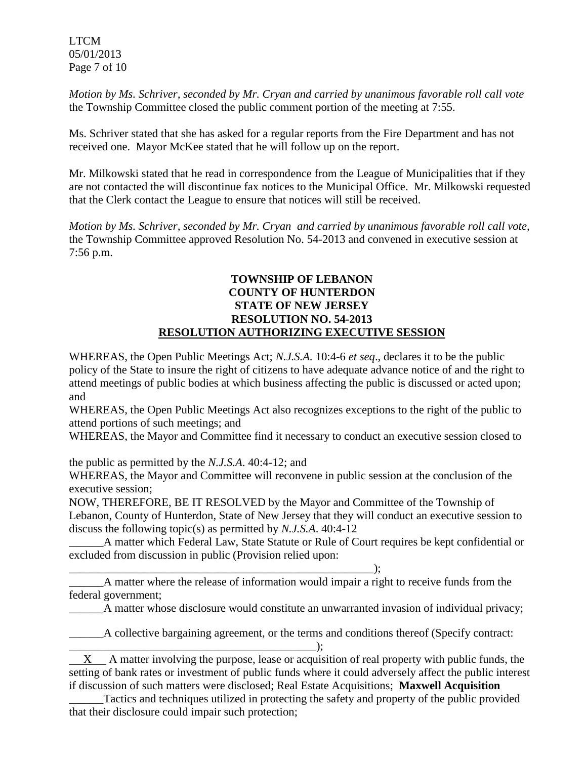*Motion by Ms. Schriver, seconded by Mr. Cryan and carried by unanimous favorable roll call vote* the Township Committee closed the public comment portion of the meeting at 7:55.

Ms. Schriver stated that she has asked for a regular reports from the Fire Department and has not received one. Mayor McKee stated that he will follow up on the report.

Mr. Milkowski stated that he read in correspondence from the League of Municipalities that if they are not contacted the will discontinue fax notices to the Municipal Office. Mr. Milkowski requested that the Clerk contact the League to ensure that notices will still be received.

*Motion by Ms. Schriver, seconded by Mr. Cryan and carried by unanimous favorable roll call vote*, the Township Committee approved Resolution No. 54-2013 and convened in executive session at 7:56 p.m.

**TOWNSHIP OF LEBANON**
**COUNTY OF HUNTERDON**
**STATE OF NEW JERSEY**
**RESOLUTION NO. 54-2013**
**RESOLUTION AUTHORIZING EXECUTIVE SESSION**

WHEREAS, the Open Public Meetings Act; *N.J.S.A.* 10:4-6 *et seq*., declares it to be the public policy of the State to insure the right of citizens to have adequate advance notice of and the right to attend meetings of public bodies at which business affecting the public is discussed or acted upon; and

WHEREAS, the Open Public Meetings Act also recognizes exceptions to the right of the public to attend portions of such meetings; and

WHEREAS, the Mayor and Committee find it necessary to conduct an executive session closed to the public as permitted by the *N.J.S.A.* 40:4-12; and

WHEREAS, the Mayor and Committee will reconvene in public session at the conclusion of the executive session;

NOW, THEREFORE, BE IT RESOLVED by the Mayor and Committee of the Township of Lebanon, County of Hunterdon, State of New Jersey that they will conduct an executive session to discuss the following topic(s) as permitted by *N.J.S.A*. 40:4-12

______A matter which Federal Law, State Statute or Rule of Court requires be kept confidential or excluded from discussion in public (Provision relied upon: ________________________________________________________);

______A matter where the release of information would impair a right to receive funds from the federal government;

______A matter whose disclosure would constitute an unwarranted invasion of individual privacy;

______A collective bargaining agreement, or the terms and conditions thereof (Specify contract: ____________________________________________);

___X___ A matter involving the purpose, lease or acquisition of real property with public funds, the setting of bank rates or investment of public funds where it could adversely affect the public interest if discussion of such matters were disclosed; Real Estate Acquisitions; **Maxwell Acquisition**

______Tactics and techniques utilized in protecting the safety and property of the public provided that their disclosure could impair such protection;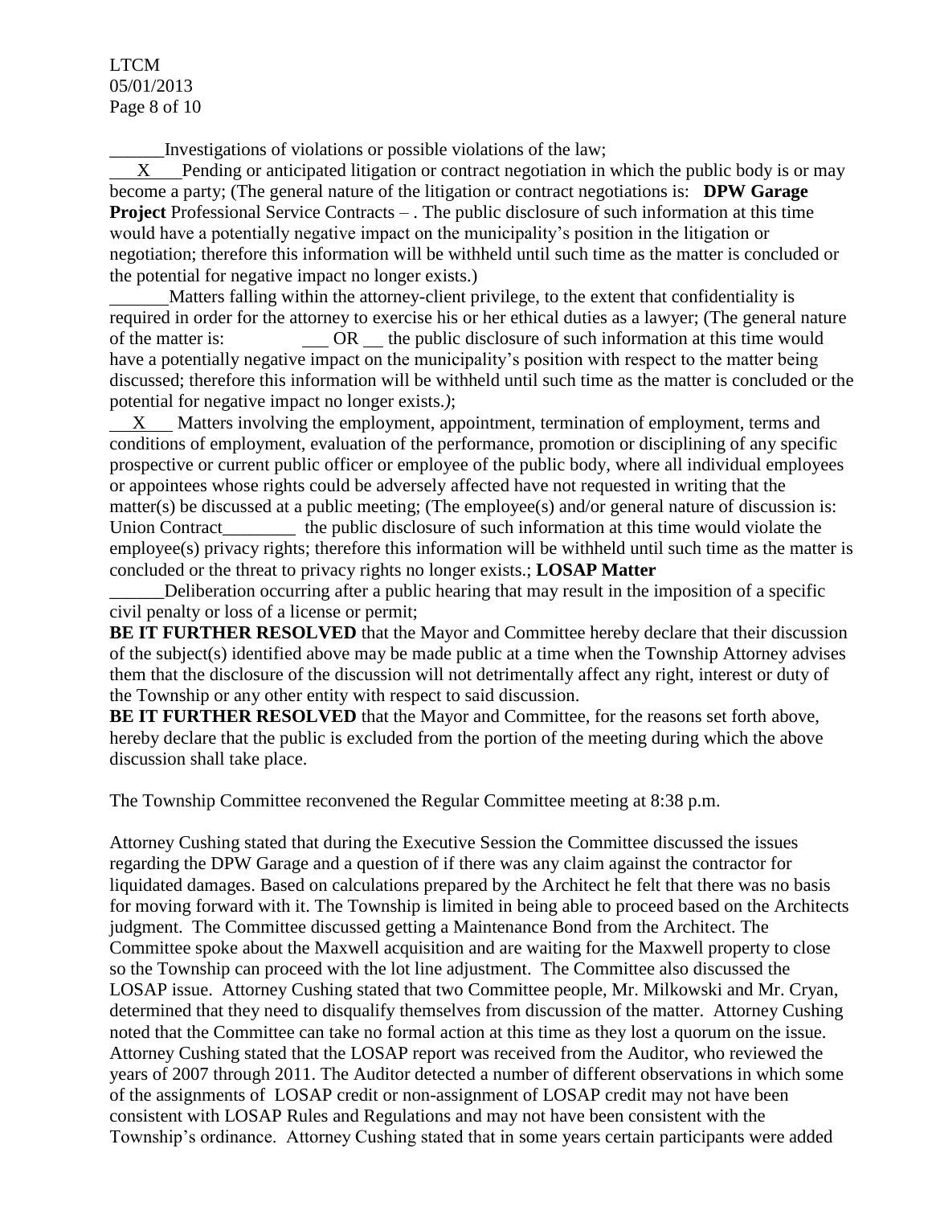______Investigations of violations or possible violations of the law;

___X___Pending or anticipated litigation or contract negotiation in which the public body is or may become a party; (The general nature of the litigation or contract negotiations is: **DPW Garage Project** Professional Service Contracts – . The public disclosure of such information at this time would have a potentially negative impact on the municipality's position in the litigation or negotiation; therefore this information will be withheld until such time as the matter is concluded or the potential for negative impact no longer exists.)

______Matters falling within the attorney-client privilege, to the extent that confidentiality is required in order for the attorney to exercise his or her ethical duties as a lawyer; (The general nature of the matter is: ___ OR __ the public disclosure of such information at this time would have a potentially negative impact on the municipality's position with respect to the matter being discussed; therefore this information will be withheld until such time as the matter is concluded or the potential for negative impact no longer exists.*)*;

___X___ Matters involving the employment, appointment, termination of employment, terms and conditions of employment, evaluation of the performance, promotion or disciplining of any specific prospective or current public officer or employee of the public body, where all individual employees or appointees whose rights could be adversely affected have not requested in writing that the matter(s) be discussed at a public meeting; (The employee(s) and/or general nature of discussion is: Union Contract________ the public disclosure of such information at this time would violate the employee(s) privacy rights; therefore this information will be withheld until such time as the matter is concluded or the threat to privacy rights no longer exists.; **LOSAP Matter**

______Deliberation occurring after a public hearing that may result in the imposition of a specific civil penalty or loss of a license or permit;

**BE IT FURTHER RESOLVED** that the Mayor and Committee hereby declare that their discussion of the subject(s) identified above may be made public at a time when the Township Attorney advises them that the disclosure of the discussion will not detrimentally affect any right, interest or duty of the Township or any other entity with respect to said discussion.

**BE IT FURTHER RESOLVED** that the Mayor and Committee, for the reasons set forth above, hereby declare that the public is excluded from the portion of the meeting during which the above discussion shall take place.

The Township Committee reconvened the Regular Committee meeting at 8:38 p.m.

Attorney Cushing stated that during the Executive Session the Committee discussed the issues regarding the DPW Garage and a question of if there was any claim against the contractor for liquidated damages. Based on calculations prepared by the Architect he felt that there was no basis for moving forward with it. The Township is limited in being able to proceed based on the Architects judgment. The Committee discussed getting a Maintenance Bond from the Architect. The Committee spoke about the Maxwell acquisition and are waiting for the Maxwell property to close so the Township can proceed with the lot line adjustment. The Committee also discussed the LOSAP issue. Attorney Cushing stated that two Committee people, Mr. Milkowski and Mr. Cryan, determined that they need to disqualify themselves from discussion of the matter. Attorney Cushing noted that the Committee can take no formal action at this time as they lost a quorum on the issue. Attorney Cushing stated that the LOSAP report was received from the Auditor, who reviewed the years of 2007 through 2011. The Auditor detected a number of different observations in which some of the assignments of LOSAP credit or non-assignment of LOSAP credit may not have been consistent with LOSAP Rules and Regulations and may not have been consistent with the Township's ordinance. Attorney Cushing stated that in some years certain participants were added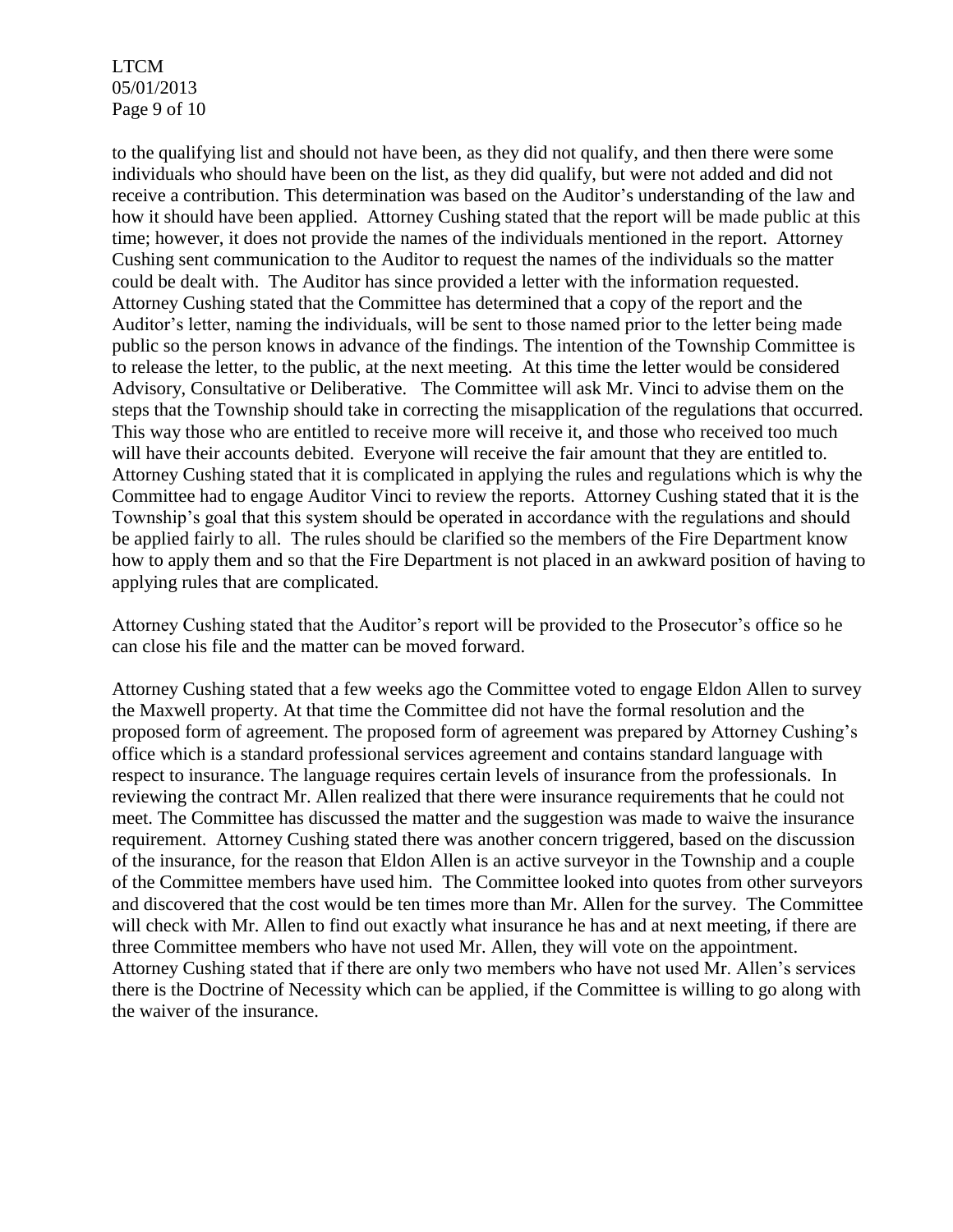to the qualifying list and should not have been, as they did not qualify, and then there were some individuals who should have been on the list, as they did qualify, but were not added and did not receive a contribution. This determination was based on the Auditor's understanding of the law and how it should have been applied. Attorney Cushing stated that the report will be made public at this time; however, it does not provide the names of the individuals mentioned in the report. Attorney Cushing sent communication to the Auditor to request the names of the individuals so the matter could be dealt with. The Auditor has since provided a letter with the information requested. Attorney Cushing stated that the Committee has determined that a copy of the report and the Auditor's letter, naming the individuals, will be sent to those named prior to the letter being made public so the person knows in advance of the findings. The intention of the Township Committee is to release the letter, to the public, at the next meeting. At this time the letter would be considered Advisory, Consultative or Deliberative. The Committee will ask Mr. Vinci to advise them on the steps that the Township should take in correcting the misapplication of the regulations that occurred. This way those who are entitled to receive more will receive it, and those who received too much will have their accounts debited. Everyone will receive the fair amount that they are entitled to. Attorney Cushing stated that it is complicated in applying the rules and regulations which is why the Committee had to engage Auditor Vinci to review the reports. Attorney Cushing stated that it is the Township's goal that this system should be operated in accordance with the regulations and should be applied fairly to all. The rules should be clarified so the members of the Fire Department know how to apply them and so that the Fire Department is not placed in an awkward position of having to applying rules that are complicated.

Attorney Cushing stated that the Auditor's report will be provided to the Prosecutor's office so he can close his file and the matter can be moved forward.

Attorney Cushing stated that a few weeks ago the Committee voted to engage Eldon Allen to survey the Maxwell property. At that time the Committee did not have the formal resolution and the proposed form of agreement. The proposed form of agreement was prepared by Attorney Cushing's office which is a standard professional services agreement and contains standard language with respect to insurance. The language requires certain levels of insurance from the professionals. In reviewing the contract Mr. Allen realized that there were insurance requirements that he could not meet. The Committee has discussed the matter and the suggestion was made to waive the insurance requirement. Attorney Cushing stated there was another concern triggered, based on the discussion of the insurance, for the reason that Eldon Allen is an active surveyor in the Township and a couple of the Committee members have used him. The Committee looked into quotes from other surveyors and discovered that the cost would be ten times more than Mr. Allen for the survey. The Committee will check with Mr. Allen to find out exactly what insurance he has and at next meeting, if there are three Committee members who have not used Mr. Allen, they will vote on the appointment. Attorney Cushing stated that if there are only two members who have not used Mr. Allen's services there is the Doctrine of Necessity which can be applied, if the Committee is willing to go along with the waiver of the insurance.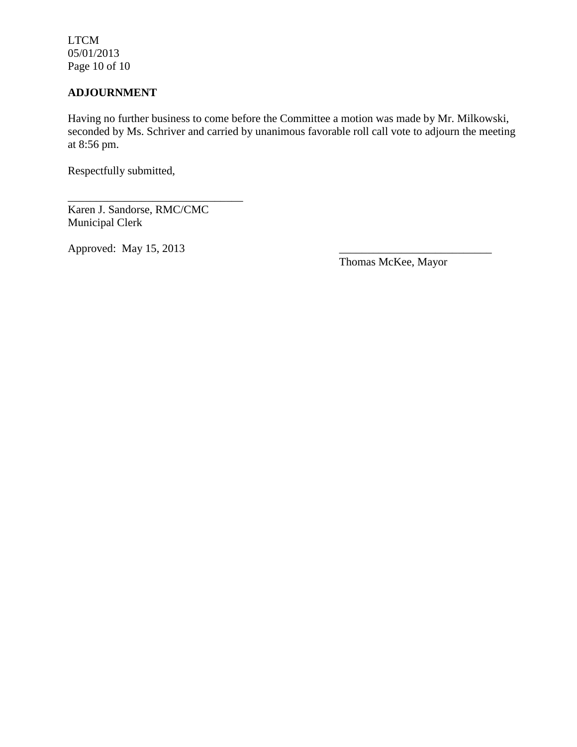## ADJOURNMENT

Having no further business to come before the Committee a motion was made by Mr. Milkowski, seconded by Ms. Schriver and carried by unanimous favorable roll call vote to adjourn the meeting at 8:56 pm.

Respectfully submitted,

_______________________________
Karen J. Sandorse, RMC/CMC
Municipal Clerk

Approved: May 15, 2013

___________________________
Thomas McKee, Mayor